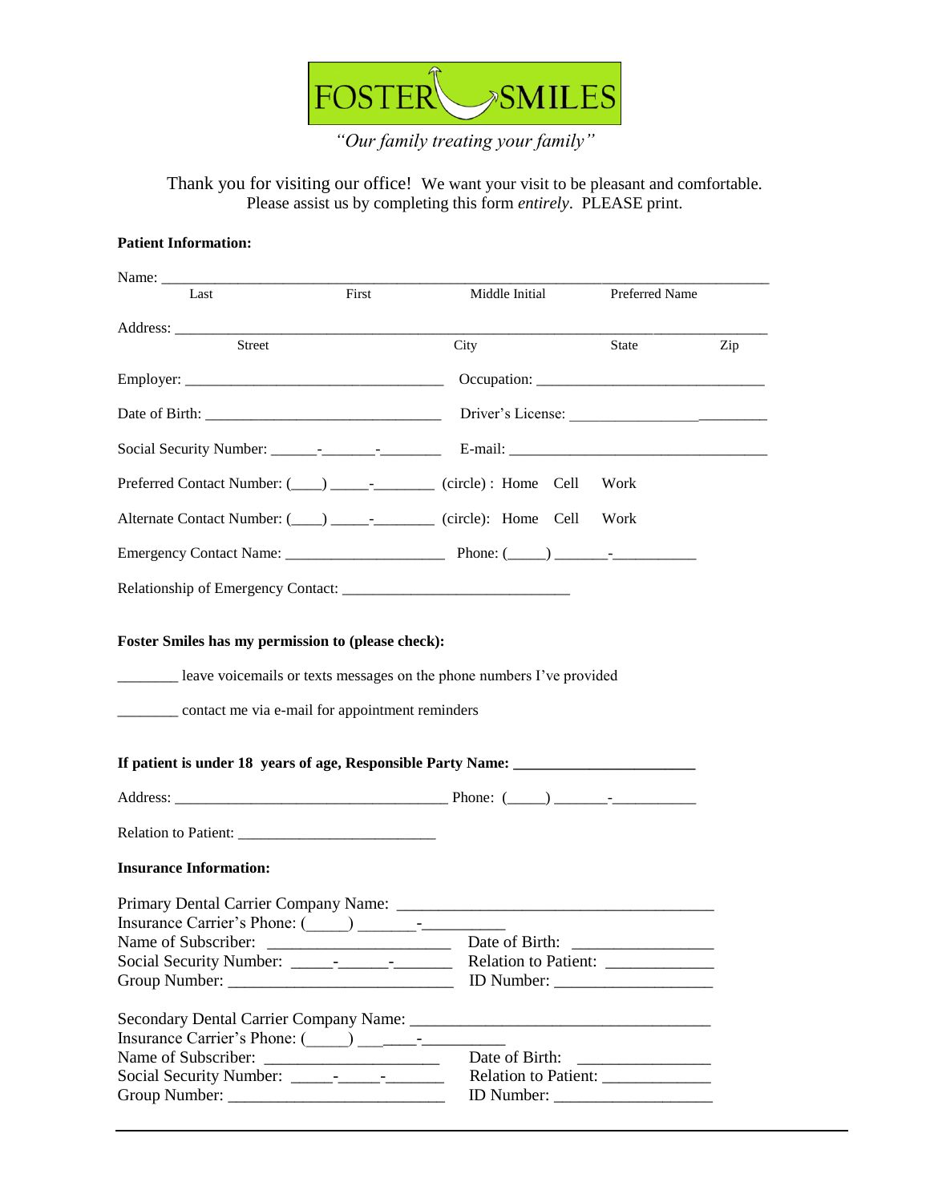FOSTER SMILES

*"Our family treating your family"*

Thank you for visiting our office! We want your visit to be pleasant and comfortable. Please assist us by completing this form *entirely*. PLEASE print.

**Patient Information:**

Name: ____________________________________________________________________________
Last First Middle Initial Preferred Name

Address: __________________________________________________________________________
Street City State Zip

Employer: ___________________________________ Occupation: ______________________________

Date of Birth: ________________________________ Driver's License: ___________________________

Social Security Number: ______-_______-________ E-mail: ___________________________________

Preferred Contact Number: (____) _____-________ (circle) : Home Cell Work

Alternate Contact Number: (____) _____-________ (circle): Home Cell Work

Emergency Contact Name: _____________________ Phone: (_____) _______-___________

Relationship of Emergency Contact: ______________________________

**Foster Smiles has my permission to (please check):**

________ leave voicemails or texts messages on the phone numbers I've provided

________ contact me via e-mail for appointment reminders

**If patient is under 18 years of age, Responsible Party Name: ________________________**

Address: ____________________________________ Phone: (_____) _______-___________

Relation to Patient: __________________________

**Insurance Information:**

Primary Dental Carrier Company Name: ________________________________________
Insurance Carrier's Phone: (_____) _______-__________
Name of Subscriber: ________________________ Date of Birth: _________________
Social Security Number: _____-______-_______ Relation to Patient: _____________
Group Number: ___________________________ ID Number: ___________________

Secondary Dental Carrier Company Name: ______________________________________
Insurance Carrier's Phone: (_____) ___-____-__________
Name of Subscriber: ______________________ Date of Birth: _______________
Social Security Number: _____-_____-_______ Relation to Patient: _____________
Group Number: ___________________________ ID Number: ___________________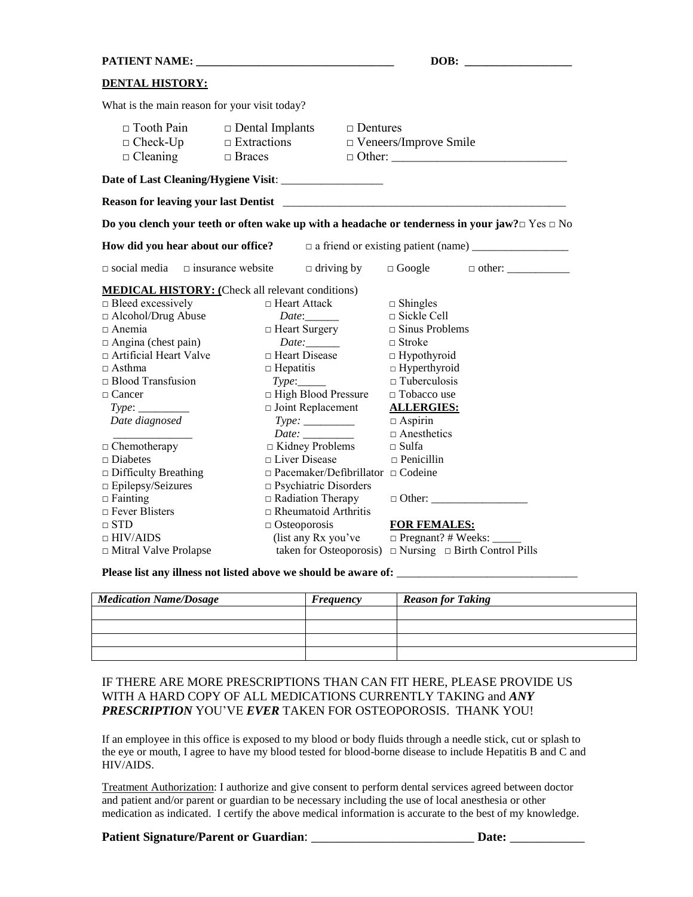**PATIENT NAME:** ___________________________________ **DOB:** ___________________

**DENTAL HISTORY:**

What is the main reason for your visit today?

□ Tooth Pain □ Dental Implants □ Dentures
□ Check-Up □ Extractions □ Veneers/Improve Smile
□ Cleaning □ Braces □ Other: ______________________________

**Date of Last Cleaning/Hygiene Visit**: __________________

**Reason for leaving your last Dentist** ___________________________________________________

**Do you clench your teeth or often wake up with a headache or tenderness in your jaw?** □ Yes □ No

**How did you hear about our office?** □ a friend or existing patient (name) _________________

□ social media □ insurance website □ driving by □ Google □ other: ___________

**MEDICAL HISTORY: (**Check all relevant conditions)

□ Bleed excessively
□ Alcohol/Drug Abuse
□ Anemia
□ Angina (chest pain)
□ Artificial Heart Valve
□ Asthma
□ Blood Transfusion
□ Cancer
*Type*: _________
*Date diagnosed* ______________
□ Chemotherapy
□ Diabetes
□ Difficulty Breathing
□ Epilepsy/Seizures
□ Fainting
□ Fever Blisters
□ STD
□ HIV/AIDS
□ Mitral Valve Prolapse

□ Heart Attack
*Date*:______
□ Heart Surgery
*Date:*______
□ Heart Disease
□ Hepatitis
*Type*:_____
□ High Blood Pressure
□ Joint Replacement
*Type:* _________
*Date:* _________
□ Kidney Problems
□ Liver Disease
□ Pacemaker/Defibrillator
□ Psychiatric Disorders
□ Radiation Therapy
□ Rheumatoid Arthritis
□ Osteoporosis
(list any Rx you've taken for Osteoporosis)

□ Shingles
□ Sickle Cell
□ Sinus Problems
□ Stroke
□ Hypothyroid
□ Hyperthyroid
□ Tuberculosis
□ Tobacco use

**ALLERGIES:**
□ Aspirin
□ Anesthetics
□ Sulfa
□ Penicillin
□ Codeine
□ Other: _________________

**FOR FEMALES:**
□ Pregnant? # Weeks: _____
□ Nursing □ Birth Control Pills

**Please list any illness not listed above we should be aware of:** _______________________________

| *Medication Name/Dosage* | *Frequency* | *Reason for Taking* |
|---|---|---|
| | | |
| | | |
| | | |
| | | |

IF THERE ARE MORE PRESCRIPTIONS THAN CAN FIT HERE, PLEASE PROVIDE US WITH A HARD COPY OF ALL MEDICATIONS CURRENTLY TAKING and ***ANY PRESCRIPTION*** YOU'VE ***EVER*** TAKEN FOR OSTEOPOROSIS. THANK YOU!

If an employee in this office is exposed to my blood or body fluids through a needle stick, cut or splash to the eye or mouth, I agree to have my blood tested for blood-borne disease to include Hepatitis B and C and HIV/AIDS.

Treatment Authorization: I authorize and give consent to perform dental services agreed between doctor and patient and/or parent or guardian to be necessary including the use of local anesthesia or other medication as indicated. I certify the above medical information is accurate to the best of my knowledge.

**Patient Signature/Parent or Guardian**: __________________________ **Date:** ____________